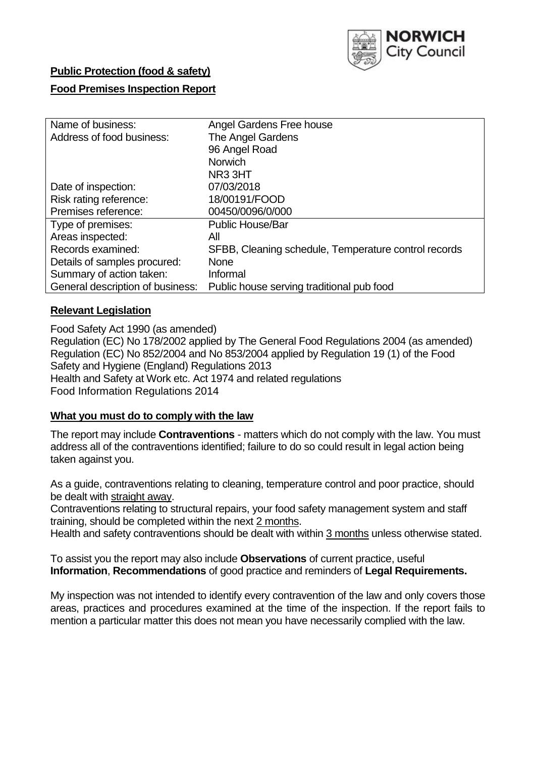NORWICH City Council

**Public Protection (food & safety)**

**Food Premises Inspection Report**

| Name of business: | Angel Gardens Free house |
|---|---|
| Address of food business: | The Angel Gardens<br>96 Angel Road<br>Norwich<br>NR3 3HT |
| Date of inspection: | 07/03/2018 |
| Risk rating reference: | 18/00191/FOOD |
| Premises reference: | 00450/0096/0/000 |
| Type of premises: | Public House/Bar |
| Areas inspected: | All |
| Records examined: | SFBB, Cleaning schedule, Temperature control records |
| Details of samples procured: | None |
| Summary of action taken: | Informal |
| General description of business: | Public house serving traditional pub food |

## **Relevant Legislation**

Food Safety Act 1990 (as amended)
Regulation (EC) No 178/2002 applied by The General Food Regulations 2004 (as amended)
Regulation (EC) No 852/2004 and No 853/2004 applied by Regulation 19 (1) of the Food Safety and Hygiene (England) Regulations 2013
Health and Safety at Work etc. Act 1974 and related regulations
Food Information Regulations 2014

## **What you must do to comply with the law**

The report may include **Contraventions** - matters which do not comply with the law. You must address all of the contraventions identified; failure to do so could result in legal action being taken against you.

As a guide, contraventions relating to cleaning, temperature control and poor practice, should be dealt with straight away.

Contraventions relating to structural repairs, your food safety management system and staff training, should be completed within the next 2 months.

Health and safety contraventions should be dealt with within 3 months unless otherwise stated.

To assist you the report may also include **Observations** of current practice, useful **Information**, **Recommendations** of good practice and reminders of **Legal Requirements.**

My inspection was not intended to identify every contravention of the law and only covers those areas, practices and procedures examined at the time of the inspection. If the report fails to mention a particular matter this does not mean you have necessarily complied with the law.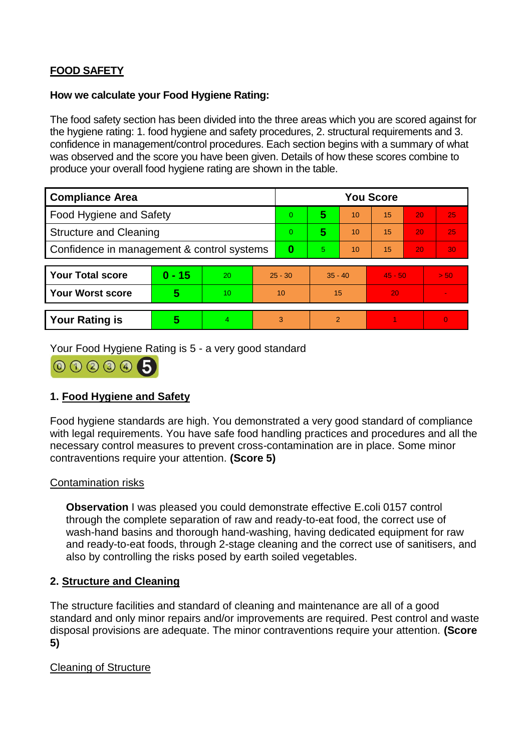**FOOD SAFETY**

**How we calculate your Food Hygiene Rating:**

The food safety section has been divided into the three areas which you are scored against for the hygiene rating: 1. food hygiene and safety procedures, 2. structural requirements and 3. confidence in management/control procedures. Each section begins with a summary of what was observed and the score you have been given. Details of how these scores combine to produce your overall food hygiene rating are shown in the table.

| Compliance Area | You Score | | | | | |
|---|---|---|---|---|---|---|
| Food Hygiene and Safety | 0 | **5** | 10 | 15 | 20 | 25 |
| Structure and Cleaning | 0 | **5** | 10 | 15 | 20 | 25 |
| Confidence in management & control systems | **0** | 5 | 10 | 15 | 20 | 30 |

| | | | | | | |
|---|---|---|---|---|---|---|
| **Your Total score** | **0 - 15** | 20 | 25 - 30 | 35 - 40 | 45 - 50 | > 50 |
| **Your Worst score** | **5** | 10 | 10 | 15 | 20 | - |

| | | | | | | |
|---|---|---|---|---|---|---|
| **Your Rating is** | **5** | 4 | 3 | 2 | 1 | 0 |

Your Food Hygiene Rating is 5 - a very good standard

## 1. Food Hygiene and Safety

Food hygiene standards are high. You demonstrated a very good standard of compliance with legal requirements. You have safe food handling practices and procedures and all the necessary control measures to prevent cross-contamination are in place. Some minor contraventions require your attention. **(Score 5)**

Contamination risks

**Observation** I was pleased you could demonstrate effective E.coli 0157 control through the complete separation of raw and ready-to-eat food, the correct use of wash-hand basins and thorough hand-washing, having dedicated equipment for raw and ready-to-eat foods, through 2-stage cleaning and the correct use of sanitisers, and also by controlling the risks posed by earth soiled vegetables.

## 2. Structure and Cleaning

The structure facilities and standard of cleaning and maintenance are all of a good standard and only minor repairs and/or improvements are required. Pest control and waste disposal provisions are adequate. The minor contraventions require your attention. **(Score 5)**

Cleaning of Structure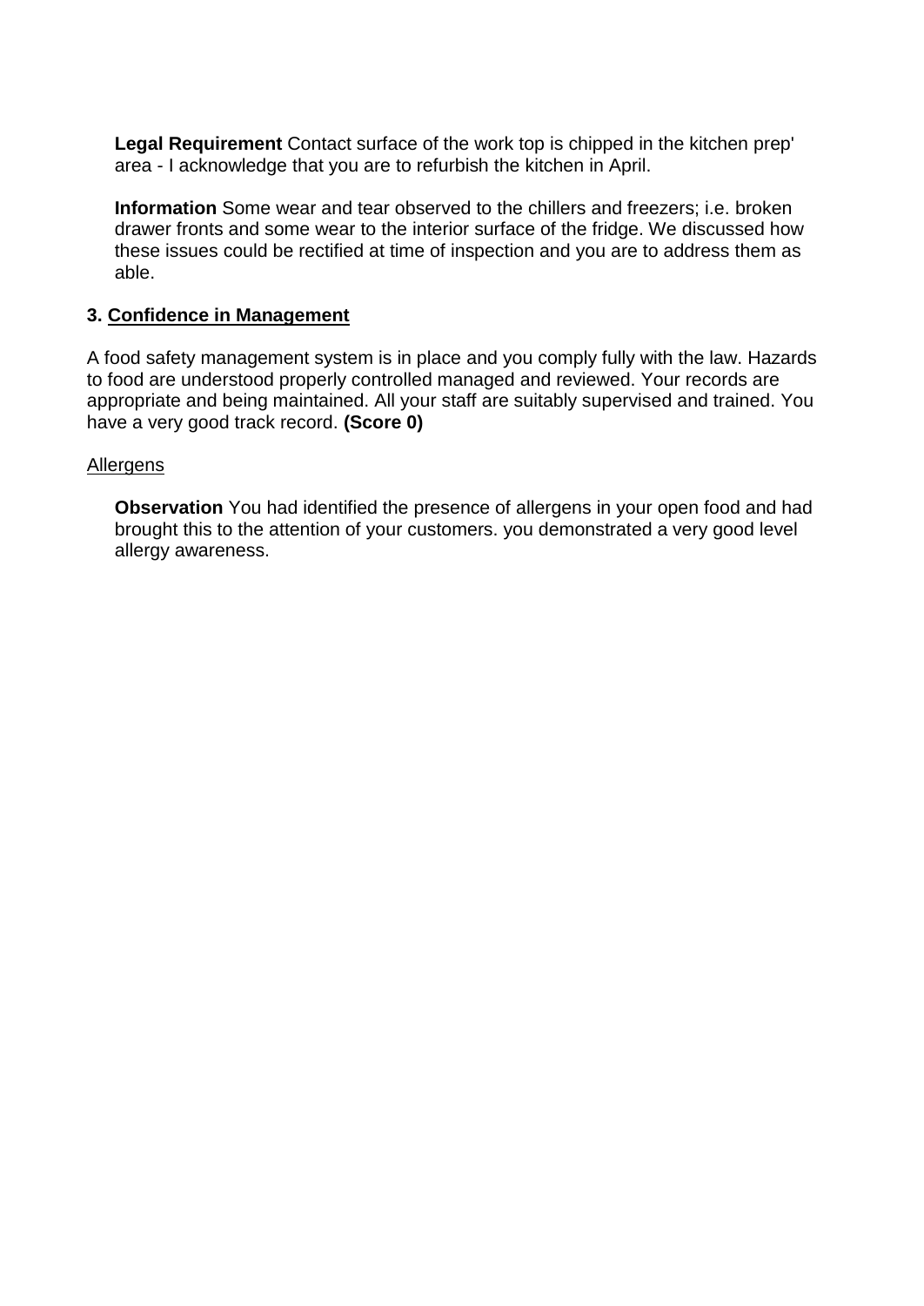**Legal Requirement** Contact surface of the work top is chipped in the kitchen prep' area - I acknowledge that you are to refurbish the kitchen in April.

**Information** Some wear and tear observed to the chillers and freezers; i.e. broken drawer fronts and some wear to the interior surface of the fridge. We discussed how these issues could be rectified at time of inspection and you are to address them as able.

### 3. Confidence in Management

A food safety management system is in place and you comply fully with the law. Hazards to food are understood properly controlled managed and reviewed. Your records are appropriate and being maintained. All your staff are suitably supervised and trained. You have a very good track record. **(Score 0)**

Allergens

**Observation** You had identified the presence of allergens in your open food and had brought this to the attention of your customers. you demonstrated a very good level allergy awareness.